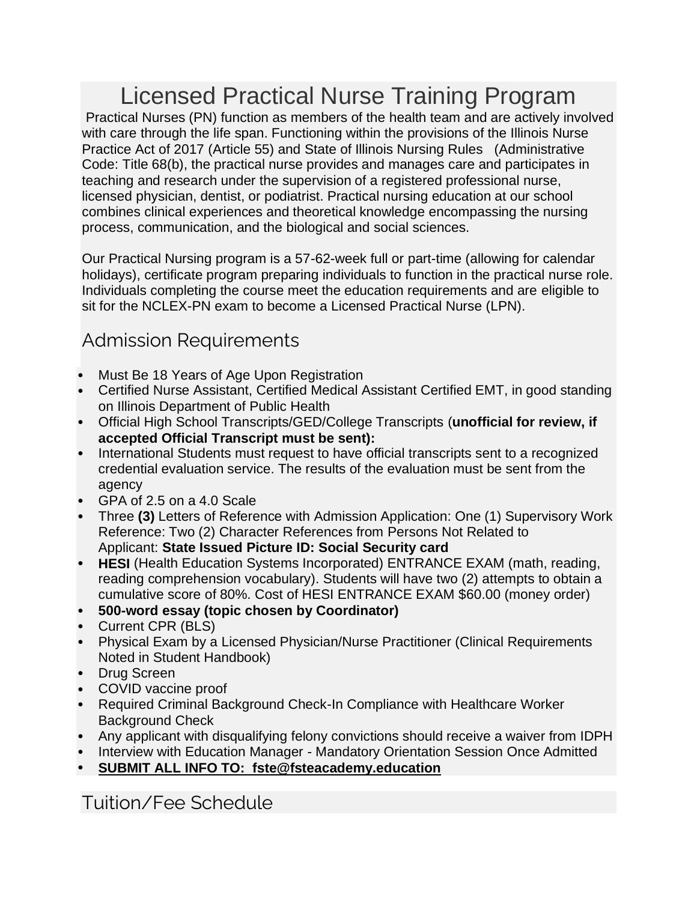# Licensed Practical Nurse Training Program

Practical Nurses (PN) function as members of the health team and are actively involved with care through the life span. Functioning within the provisions of the Illinois Nurse Practice Act of 2017 (Article 55) and State of Illinois Nursing Rules (Administrative Code: Title 68(b), the practical nurse provides and manages care and participates in teaching and research under the supervision of a registered professional nurse, licensed physician, dentist, or podiatrist. Practical nursing education at our school combines clinical experiences and theoretical knowledge encompassing the nursing process, communication, and the biological and social sciences.

Our Practical Nursing program is a 57-62-week full or part-time (allowing for calendar holidays), certificate program preparing individuals to function in the practical nurse role. Individuals completing the course meet the education requirements and are eligible to sit for the NCLEX-PN exam to become a Licensed Practical Nurse (LPN).

## Admission Requirements

- Must Be 18 Years of Age Upon Registration
- Certified Nurse Assistant, Certified Medical Assistant Certified EMT, in good standing on Illinois Department of Public Health
- Official High School Transcripts/GED/College Transcripts (**unofficial for review, if accepted Official Transcript must be sent):**
- International Students must request to have official transcripts sent to a recognized credential evaluation service. The results of the evaluation must be sent from the agency
- GPA of 2.5 on a 4.0 Scale
- Three **(3)** Letters of Reference with Admission Application: One (1) Supervisory Work Reference: Two (2) Character References from Persons Not Related to Applicant: **State Issued Picture ID: Social Security card**
- **HESI** (Health Education Systems Incorporated) ENTRANCE EXAM (math, reading, reading comprehension vocabulary). Students will have two (2) attempts to obtain a cumulative score of 80%. Cost of HESI ENTRANCE EXAM $60.00 (money order)
- **500-word essay (topic chosen by Coordinator)**
- Current CPR (BLS)
- Physical Exam by a Licensed Physician/Nurse Practitioner (Clinical Requirements Noted in Student Handbook)
- Drug Screen
- COVID vaccine proof
- Required Criminal Background Check-In Compliance with Healthcare Worker Background Check
- Any applicant with disqualifying felony convictions should receive a waiver from IDPH
- Interview with Education Manager - Mandatory Orientation Session Once Admitted
- **SUBMIT ALL INFO TO: fste@fsteacademy.education**

## Tuition/Fee Schedule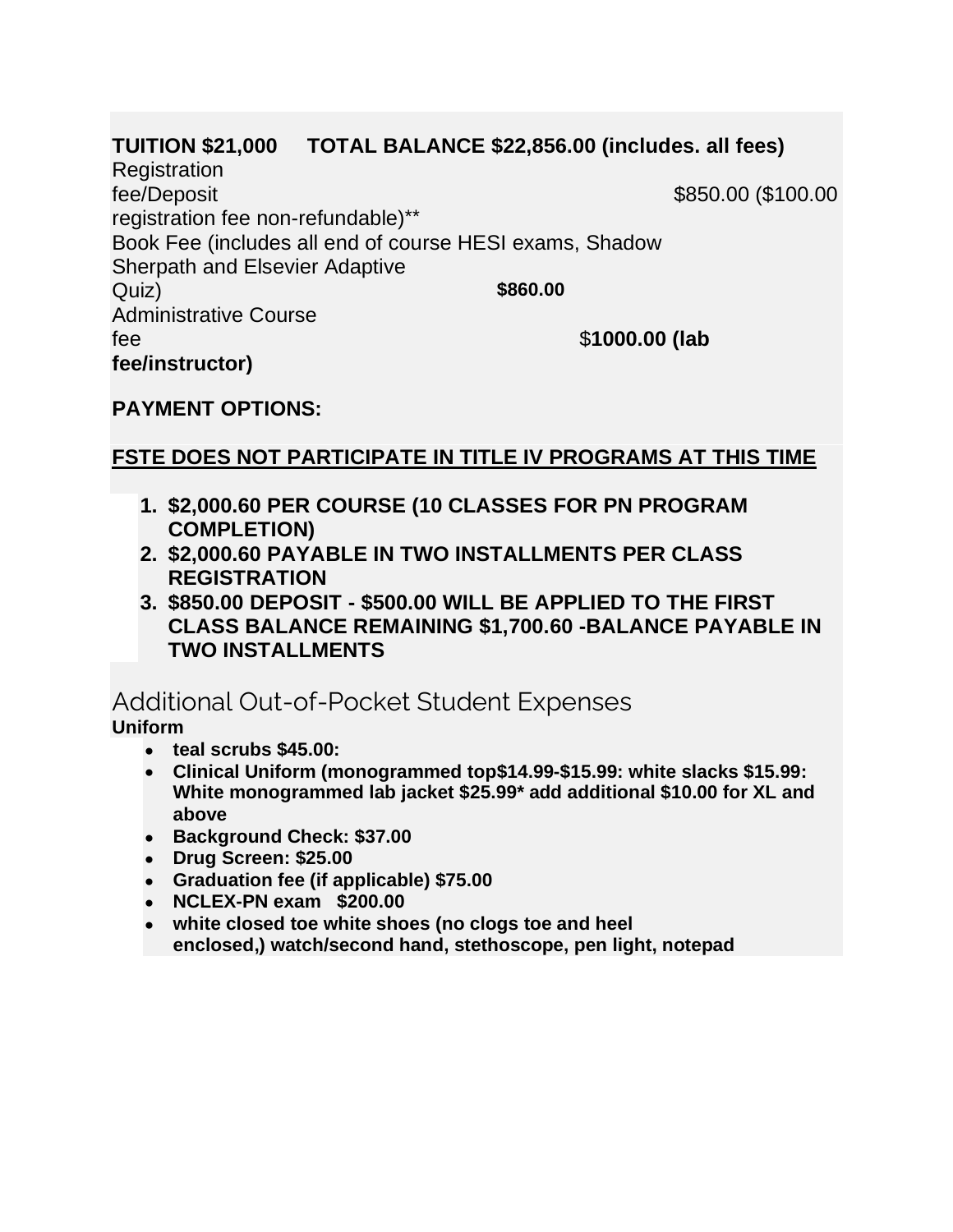**TUITION $21,000 TOTAL BALANCE $22,856.00 (includes. all fees)**

Registration fee/Deposit $850.00 ($100.00 registration fee non-refundable)**

Book Fee (includes all end of course HESI exams, Shadow Sherpath and Elsevier Adaptive Quiz) **$860.00**

Administrative Course fee $**1000.00 (lab fee/instructor)**

**PAYMENT OPTIONS:**

**<u>FSTE DOES NOT PARTICIPATE IN TITLE IV PROGRAMS AT THIS TIME</u>**

1. **$2,000.60 PER COURSE (10 CLASSES FOR PN PROGRAM COMPLETION)**
2. **$2,000.60 PAYABLE IN TWO INSTALLMENTS PER CLASS REGISTRATION**
3. **$850.00 DEPOSIT - $500.00 WILL BE APPLIED TO THE FIRST CLASS BALANCE REMAINING $1,700.60 -BALANCE PAYABLE IN TWO INSTALLMENTS**

## Additional Out-of-Pocket Student Expenses

**Uniform**

- **teal scrubs $45.00:**
- **Clinical Uniform (monogrammed top$14.99-$15.99: white slacks $15.99: White monogrammed lab jacket $25.99* add additional $10.00 for XL and above**
- **Background Check: $37.00**
- **Drug Screen: $25.00**
- **Graduation fee (if applicable) $75.00**
- **NCLEX-PN exam $200.00**
- **white closed toe white shoes (no clogs toe and heel enclosed,) watch/second hand, stethoscope, pen light, notepad**